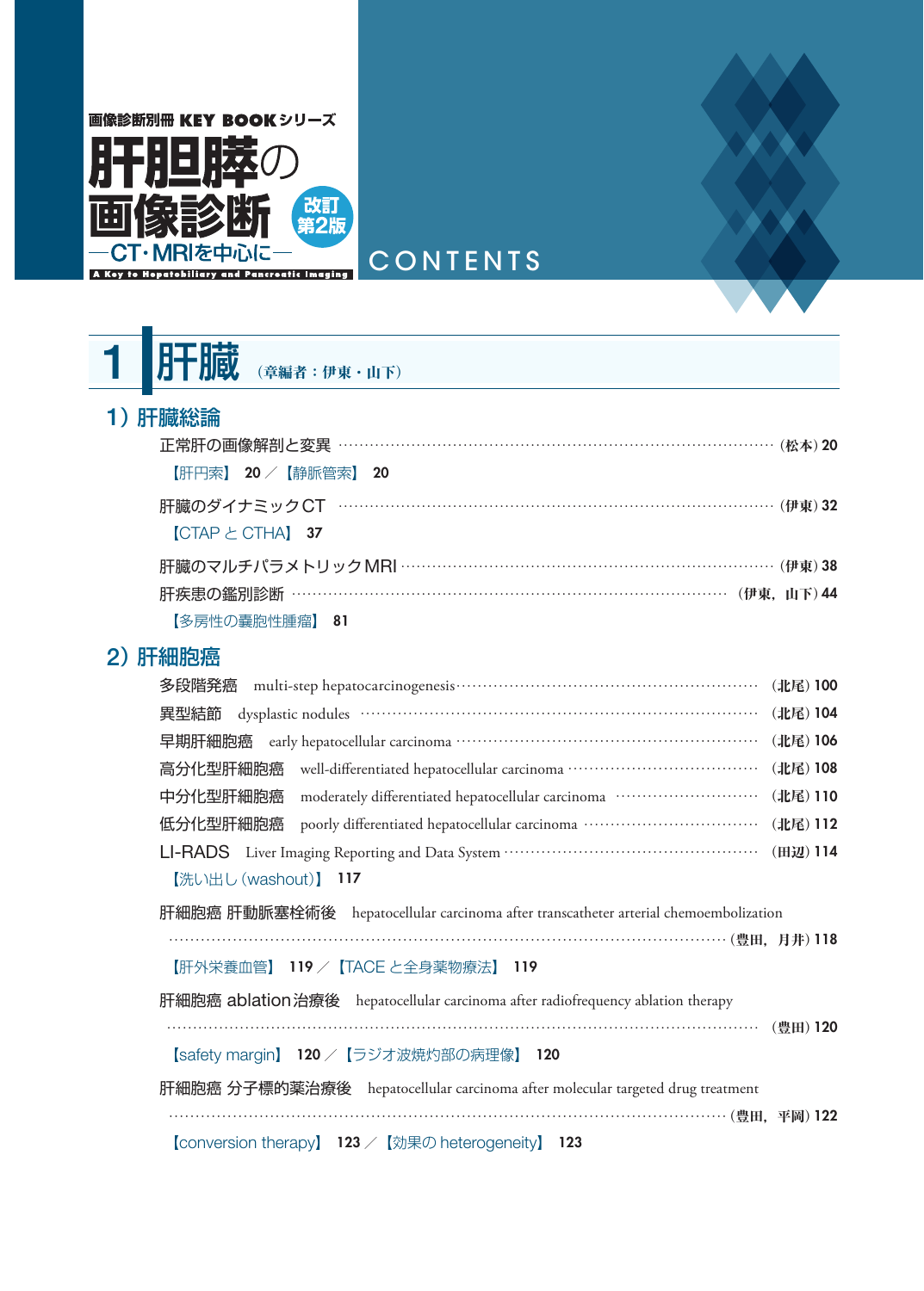画像診断別冊 KEY BOOKシリーズ

# 肝胆膵の画像診断 改訂第2版

—CT・MRIを中心に—

A Key to Hepatobiliary and Pancreatic Imaging

CONTENTS

## 1 肝臓 （章編者：伊東・山下）

### 1）肝臓総論

正常肝の画像解剖と変異 ……（松本）20

【肝円索】 20 ／【静脈管索】 20

肝臓のダイナミックCT ……（伊東）32

【CTAP と CTHA】 37

肝臓のマルチパラメトリックMRI ……（伊東）38

肝疾患の鑑別診断 ……（伊東，山下）44

【多房性の嚢胞性腫瘤】 81

### 2）肝細胞癌

多段階発癌　multi-step hepatocarcinogenesis ……（北尾）100

異型結節　dysplastic nodules ……（北尾）104

早期肝細胞癌　early hepatocellular carcinoma ……（北尾）106

高分化型肝細胞癌　well-differentiated hepatocellular carcinoma ……（北尾）108

中分化型肝細胞癌　moderately differentiated hepatocellular carcinoma ……（北尾）110

低分化型肝細胞癌　poorly differentiated hepatocellular carcinoma ……（北尾）112

LI-RADS　Liver Imaging Reporting and Data System ……（田辺）114

【洗い出し（washout）】 117

肝細胞癌 肝動脈塞栓術後　hepatocellular carcinoma after transcatheter arterial chemoembolization ……（豊田，月井）118

【肝外栄養血管】 119 ／【TACE と全身薬物療法】 119

肝細胞癌 ablation治療後　hepatocellular carcinoma after radiofrequency ablation therapy ……（豊田）120

【safety margin】 120 ／【ラジオ波焼灼部の病理像】 120

肝細胞癌 分子標的薬治療後　hepatocellular carcinoma after molecular targeted drug treatment ……（豊田，平岡）122

【conversion therapy】 123 ／【効果の heterogeneity】 123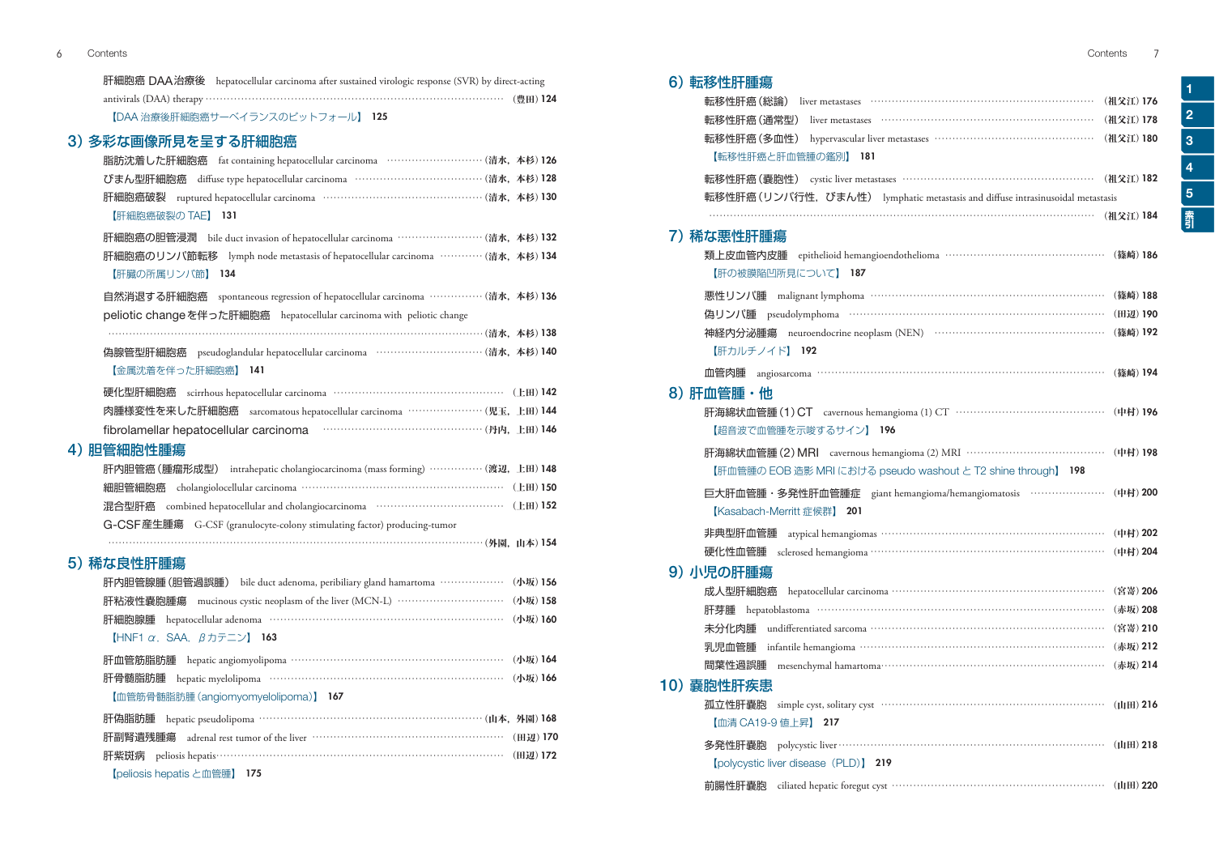肝細胞癌 DAA治療後　hepatocellular carcinoma after sustained virologic response (SVR) by direct-acting antivirals (DAA) therapy ……（豊田）124

【DAA 治療後肝細胞癌サーベイランスのピットフォール】 125

## 3）多彩な画像所見を呈する肝細胞癌

脂肪沈着した肝細胞癌　fat containing hepatocellular carcinoma ……（清水，本杉）126

びまん型肝細胞癌　diffuse type hepatocellular carcinoma ……（清水，本杉）128

肝細胞癌破裂　ruptured hepatocellular carcinoma ……（清水，本杉）130

【肝細胞癌破裂の TAE】 131

肝細胞癌の胆管浸潤　bile duct invasion of hepatocellular carcinoma ……（清水，本杉）132

肝細胞癌のリンパ節転移　lymph node metastasis of hepatocellular carcinoma ……（清水，本杉）134

【肝臓の所属リンパ節】 134

自然消退する肝細胞癌　spontaneous regression of hepatocellular carcinoma ……（清水，本杉）136

peliotic change を伴った肝細胞癌　hepatocellular carcinoma with peliotic change ……（清水，本杉）138

偽腺管型肝細胞癌　pseudoglandular hepatocellular carcinoma ……（清水，本杉）140

【金属沈着を伴った肝細胞癌】 141

硬化型肝細胞癌　scirrhous hepatocellular carcinoma ……（上田）142

肉腫様変性を来した肝細胞癌　sarcomatous hepatocellular carcinoma ……（児玉，上田）144

fibrolamellar hepatocellular carcinoma ……（丹内，上田）146

## 4）胆管細胞性腫瘍

肝内胆管癌（腫瘤形成型）　intrahepatic cholangiocarcinoma (mass forming) ……（渡辺，上田）148

細胆管細胞癌　cholangiolocellular carcinoma ……（上田）150

混合型肝癌　combined hepatocellular and cholangiocarcinoma ……（上田）152

G-CSF産生腫瘍　G-CSF (granulocyte-colony stimulating factor) producing-tumor ……（外園，山本）154

## 5）稀な良性肝腫瘍

肝内胆管腺腫（胆管過誤腫）　bile duct adenoma, peribiliary gland hamartoma ……（小坂）156

肝粘液性嚢胞腫瘍　mucinous cystic neoplasm of the liver (MCN-L) ……（小坂）158

肝細胞腺腫　hepatocellular adenoma ……（小坂）160

【HNF1 α，SAA，β カテニン】 163

肝血管筋脂肪腫　hepatic angiomyolipoma ……（小坂）164

肝骨髄脂肪腫　hepatic myelolipoma ……（小坂）166

【血管筋骨髄脂肪腫（angiomyomyelolipoma）】 167

肝偽脂肪腫　hepatic pseudolipoma ……（山本，外園）168

肝副腎遺残腫瘍　adrenal rest tumor of the liver ……（田辺）170

肝紫斑病　peliosis hepatis ……（田辺）172

【peliosis hepatis と血管腫】 175

## 6）転移性肝腫瘍

転移性肝癌（総論）　liver metastases ……（祖父江）176

転移性肝癌（通常型）　liver metastases ……（祖父江）178

転移性肝癌（多血性）　hypervascular liver metastases ……（祖父江）180

【転移性肝癌と肝血管腫の鑑別】 181

転移性肝癌（嚢胞性）　cystic liver metastases ……（祖父江）182

転移性肝癌（リンパ行性，びまん性）　lymphatic metastasis and diffuse intrasinusoidal metastasis ……（祖父江）184

## 7）稀な悪性肝腫瘍

類上皮血管内皮腫　epithelioid hemangioendothelioma ……（篠崎）186

【肝の被膜陥凹所見について】 187

悪性リンパ腫　malignant lymphoma ……（篠崎）188

偽リンパ腫　pseudolymphoma ……（田辺）190

神経内分泌腫瘍　neuroendocrine neoplasm (NEN) ……（篠崎）192

【肝カルチノイド】 192

血管肉腫　angiosarcoma ……（篠崎）194

## 8）肝血管腫・他

肝海綿状血管腫（1）CT　cavernous hemangioma (1) CT ……（中村）196

【超音波で血管腫を示唆するサイン】 196

肝海綿状血管腫（2）MRI　cavernous hemangioma (2) MRI ……（中村）198

【肝血管腫の EOB 造影 MRI における pseudo washout と T2 shine through】 198

巨大肝血管腫・多発性肝血管腫症　giant hemangioma/hemangiomatosis ……（中村）200

【Kasabach-Merritt 症候群】 201

非典型肝血管腫　atypical hemangiomas ……（中村）202

硬化性血管腫　sclerosed hemangioma ……（中村）204

## 9）小児の肝腫瘍

成人型肝細胞癌　hepatocellular carcinoma ……（宮嵜）206

肝芽腫　hepatoblastoma ……（赤坂）208

未分化肉腫　undifferentiated sarcoma ……（宮嵜）210

乳児血管腫　infantile hemangioma ……（赤坂）212

間葉性過誤腫　mesenchymal hamartoma ……（赤坂）214

## 10）嚢胞性肝疾患

孤立性肝嚢胞　simple cyst, solitary cyst ……（山田）216

【血清 CA19-9 値上昇】 217

多発性肝嚢胞　polycystic liver ……（山田）218

【polycystic liver disease（PLD）】 219

前腸性肝嚢胞　ciliated hepatic foregut cyst ……（山田）220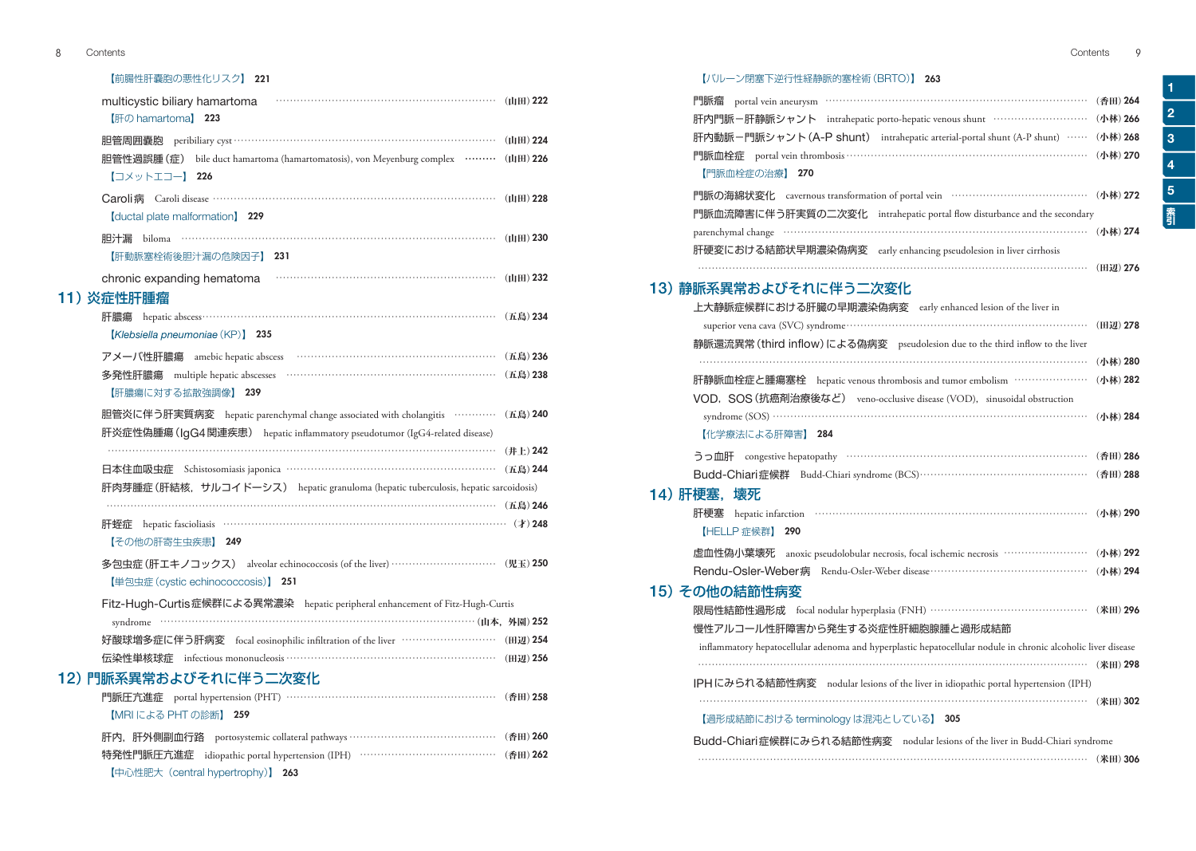【前腸性肝嚢胞の悪性化リスク】 221

multicystic biliary hamartoma ……………………………………………… (山田) 222

【肝の hamartoma】 223

胆管周囲嚢胞 peribiliary cyst ……………………………………………… (山田) 224

胆管性過誤腫(症) bile duct hamartoma (hamartomatosis), von Meyenburg complex ……… (山田) 226

【コメットエコー】 226

Caroli病 Caroli disease ……………………………………………… (山田) 228

【ductal plate malformation】 229

胆汁瘻 biloma ……………………………………………… (山田) 230

【肝動脈塞栓術後胆汁瘻の危険因子】 231

chronic expanding hematoma ……………………………………………… (山田) 232

## 11）炎症性肝腫瘤

肝膿瘍 hepatic abscess ……………………………………………… (五島) 234

【*Klebsiella pneumoniae* (KP)】 235

アメーバ性肝膿瘍 amebic hepatic abscess ……………………………………………… (五島) 236

多発性肝膿瘍 multiple hepatic abscesses ……………………………………………… (五島) 238

【肝膿瘍に対する拡散強調像】 239

胆管炎に伴う肝実質病変 hepatic parenchymal change associated with cholangitis ………… (五島) 240

肝炎症性偽腫瘍(IgG4関連疾患) hepatic inflammatory pseudotumor (IgG4-related disease) ……………………………………………… (井上) 242

日本住血吸虫症 Schistosomiasis japonica ……………………………………………… (五島) 244

肝肉芽腫症(肝結核，サルコイドーシス) hepatic granuloma (hepatic tuberculosis, hepatic sarcoidosis) ……………………………………………… (五島) 246

肝蛭症 hepatic fascioliasis ……………………………………………… (才) 248

【その他の肝寄生虫疾患】 249

多包虫症(肝エキノコックス) alveolar echinococcosis (of the liver) ……………………………………………… (児玉) 250

【単包虫症 (cystic echinococcosis)】 251

Fitz-Hugh-Curtis症候群による異常濃染 hepatic peripheral enhancement of Fitz-Hugh-Curtis syndrome ……………………………………………… (山本，外園) 252

好酸球増多症に伴う肝病変 focal eosinophilic infiltration of the liver ……………………………………………… (田辺) 254

伝染性単核球症 infectious mononucleosis ……………………………………………… (田辺) 256

## 12）門脈系異常およびそれに伴う二次変化

門脈圧亢進症 portal hypertension (PHT) ……………………………………………… (香田) 258

【MRI による PHT の診断】 259

肝内，肝外側副血行路 portosystemic collateral pathways ……………………………………………… (香田) 260

特発性門脈圧亢進症 idiopathic portal hypertension (IPH) ……………………………………………… (香田) 262

【中心性肥大 (central hypertrophy)】 263

【バルーン閉塞下逆行性経静脈的塞栓術 (BRTO)】 263

門脈瘤 portal vein aneurysm ……………………………………………… (香田) 264

肝内門脈－肝静脈シャント intrahepatic porto-hepatic venous shunt ……………………………………………… (小林) 266

肝内動脈－門脈シャント(A-P shunt) intrahepatic arterial-portal shunt (A-P shunt) …… (小林) 268

門脈血栓症 portal vein thrombosis ……………………………………………… (小林) 270

【門脈血栓症の治療】 270

門脈の海綿状変化 cavernous transformation of portal vein ……………………………………………… (小林) 272

門脈血流障害に伴う肝実質の二次変化 intrahepatic portal flow disturbance and the secondary parenchymal change ……………………………………………… (小林) 274

肝硬変における結節状早期濃染偽病変 early enhancing pseudolesion in liver cirrhosis ……………………………………………… (田辺) 276

## 13）静脈系異常およびそれに伴う二次変化

上大静脈症候群における肝臓の早期濃染偽病変 early enhanced lesion of the liver in superior vena cava (SVC) syndrome ……………………………………………… (田辺) 278

静脈還流異常(third inflow)による偽病変 pseudolesion due to the third inflow to the liver ……………………………………………… (小林) 280

肝静脈血栓症と腫瘍塞栓 hepatic venous thrombosis and tumor embolism ……………………………………………… (小林) 282

VOD，SOS(抗癌剤治療後など) veno-occlusive disease (VOD), sinusoidal obstruction syndrome (SOS) ……………………………………………… (小林) 284

【化学療法による肝障害】 284

うっ血肝 congestive hepatopathy ……………………………………………… (香田) 286

Budd-Chiari症候群 Budd-Chiari syndrome (BCS) ……………………………………………… (香田) 288

## 14）肝梗塞，壊死

肝梗塞 hepatic infarction ……………………………………………… (小林) 290

【HELLP 症候群】 290

虚血性偽小葉壊死 anoxic pseudolobular necrosis, focal ischemic necrosis ……………………………………………… (小林) 292

Rendu-Osler-Weber病 Rendu-Osler-Weber disease ……………………………………………… (小林) 294

## 15）その他の結節性病変

限局性結節性過形成 focal nodular hyperplasia (FNH) ……………………………………………… (米田) 296

慢性アルコール性肝障害から発生する炎症性肝細胞腺腫と過形成結節 inflammatory hepatocellular adenoma and hyperplastic hepatocellular nodule in chronic alcoholic liver disease ……………………………………………… (米田) 298

IPHにみられる結節性病変 nodular lesions of the liver in idiopathic portal hypertension (IPH) ……………………………………………… (米田) 302

【過形成結節における terminology は混沌としている】 305

Budd-Chiari症候群にみられる結節性病変 nodular lesions of the liver in Budd-Chiari syndrome ……………………………………………… (米田) 306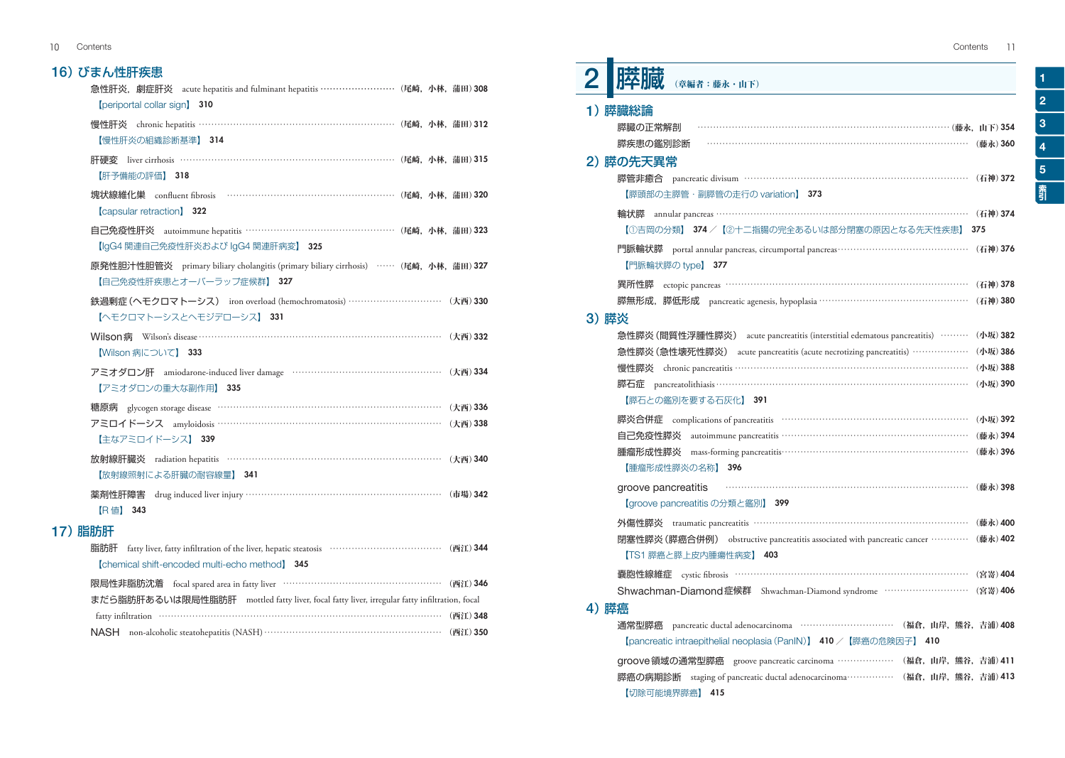## 16）びまん性肝疾患

急性肝炎，劇症肝炎　acute hepatitis and fulminant hepatitis ……（尾崎，小林，蒲田）308
【periportal collar sign】 310

慢性肝炎　chronic hepatitis ……（尾崎，小林，蒲田）312
【慢性肝炎の組織診断基準】 314

肝硬変　liver cirrhosis ……（尾崎，小林，蒲田）315
【肝予備能の評価】 318

塊状線維化巣　confluent fibrosis ……（尾崎，小林，蒲田）320
【capsular retraction】 322

自己免疫性肝炎　autoimmune hepatitis ……（尾崎，小林，蒲田）323
【IgG4 関連自己免疫性肝炎および IgG4 関連肝病変】 325

原発性胆汁性胆管炎　primary biliary cholangitis (primary biliary cirrhosis) ……（尾崎，小林，蒲田）327
【自己免疫性肝疾患とオーバーラップ症候群】 327

鉄過剰症（ヘモクロマトーシス）　iron overload (hemochromatosis) ……（大西）330
【ヘモクロマトーシスとヘモジデローシス】 331

Wilson 病　Wilson's disease ……（大西）332
【Wilson 病について】 333

アミオダロン肝　amiodarone-induced liver damage ……（大西）334
【アミオダロンの重大な副作用】 335

糖原病　glycogen storage disease ……（大西）336
アミロイドーシス　amyloidosis ……（大西）338
【主なアミロイドーシス】 339

放射線肝臓炎　radiation hepatitis ……（大西）340
【放射線照射による肝臓の耐容線量】 341

薬剤性肝障害　drug induced liver injury ……（市場）342
【R 値】 343

## 17）脂肪肝

脂肪肝　fatty liver, fatty infiltration of the liver, hepatic steatosis ……（西江）344
【chemical shift-encoded multi-echo method】 345

限局性非脂肪沈着　focal spared area in fatty liver ……（西江）346
まだら脂肪肝あるいは限局性脂肪肝　mottled fatty liver, focal fatty liver, irregular fatty infiltration, focal fatty infiltration ……（西江）348
NASH　non-alcoholic steatohepatitis (NASH) ……（西江）350

# 2 膵臓 （章編者：藤永・山下）

## 1）膵臓総論

膵臓の正常解剖 ……（藤永，山下）354
膵疾患の鑑別診断 ……（藤永）360

## 2）膵の先天異常

膵管非癒合　pancreatic divisum ……（石神）372
【膵頭部の主膵管・副膵管の走行の variation】 373

輪状膵　annular pancreas ……（石神）374
【①吉岡の分類】 374 ／【②十二指腸の完全あるいは部分閉塞の原因となる先天性疾患】 375

門脈輪状膵　portal annular pancreas, circumportal pancreas ……（石神）376
【門脈輪状膵の type】 377

異所性膵　ectopic pancreas ……（石神）378
膵無形成，膵低形成　pancreatic agenesis, hypoplasia ……（石神）380

## 3）膵炎

急性膵炎（間質性浮腫性膵炎）　acute pancreatitis (interstitial edematous pancreatitis) ……（小坂）382
急性膵炎（急性壊死性膵炎）　acute pancreatitis (acute necrotizing pancreatitis) ……（小坂）386
慢性膵炎　chronic pancreatitis ……（小坂）388
膵石症　pancreatolithiasis ……（小坂）390
【膵石との鑑別を要する石灰化】 391

膵炎合併症　complications of pancreatitis ……（小坂）392
自己免疫性膵炎　autoimmune pancreatitis ……（藤永）394
腫瘤形成性膵炎　mass-forming pancreatitis ……（藤永）396
【腫瘤形成性膵炎の名称】 396

groove pancreatitis ……（藤永）398
【groove pancreatitis の分類と鑑別】 399

外傷性膵炎　traumatic pancreatitis ……（藤永）400
閉塞性膵炎（膵癌合併例）　obstructive pancreatitis associated with pancreatic cancer ……（藤永）402
【TS1 膵癌と膵上皮内腫瘍性病変】 403

嚢胞性線維症　cystic fibrosis ……（宮嵜）404
Shwachman-Diamond 症候群　Shwachman-Diamond syndrome ……（宮嵜）406

## 4）膵癌

通常型膵癌　pancreatic ductal adenocarcinoma ……（福倉，山岸，熊谷，吉浦）408
【pancreatic intraepithelial neoplasia (PanIN)】 410 ／【膵癌の危険因子】 410

groove 領域の通常型膵癌　groove pancreatic carcinoma ……（福倉，山岸，熊谷，吉浦）411
膵癌の病期診断　staging of pancreatic ductal adenocarcinoma ……（福倉，山岸，熊谷，吉浦）413
【切除可能境界膵癌】 415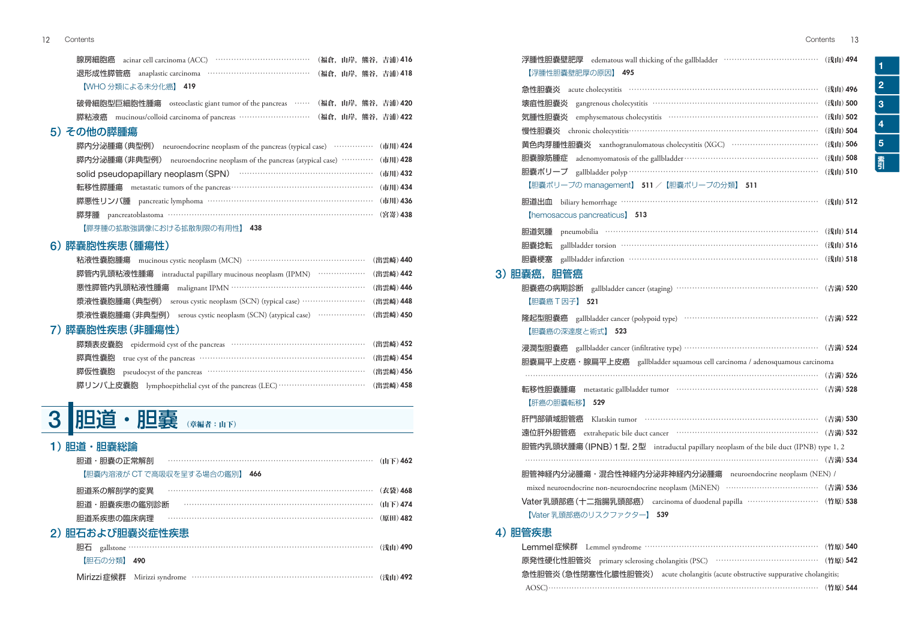腺房細胞癌　acinar cell carcinoma (ACC) ……（福倉，山岸，熊谷，吉浦）416

退形成性膵管癌　anaplastic carcinoma ……（福倉，山岸，熊谷，吉浦）418

【WHO 分類による未分化癌】 419

破骨細胞型巨細胞性腫瘍　osteoclastic giant tumor of the pancreas ……（福倉，山岸，熊谷，吉浦）420

膵粘液癌　mucinous/colloid carcinoma of pancreas ……（福倉，山岸，熊谷，吉浦）422

## 5）その他の膵腫瘍

膵内分泌腫瘍（典型例）　neuroendocrine neoplasm of the pancreas (typical case) ……（市川）424

膵内分泌腫瘍（非典型例）　neuroendocrine neoplasm of the pancreas (atypical case) ……（市川）428

solid pseudopapillary neoplasm（SPN） ……（市川）432

転移性膵腫瘍　metastatic tumors of the pancreas ……（市川）434

膵悪性リンパ腫　pancreatic lymphoma ……（市川）436

膵芽腫　pancreatoblastoma ……（宮嵜）438

【膵芽腫の拡散強調像における拡散制限の有用性】 438

## 6）膵嚢胞性疾患（腫瘍性）

粘液性嚢胞腫瘍　mucinous cystic neoplasm (MCN) ……（出雲崎）440

膵管内乳頭粘液性腫瘍　intraductal papillary mucinous neoplasm (IPMN) ……（出雲崎）442

悪性膵管内乳頭粘液性腫瘍　malignant IPMN ……（出雲崎）446

漿液性嚢胞腫瘍（典型例）　serous cystic neoplasm (SCN) (typical case) ……（出雲崎）448

漿液性嚢胞腫瘍（非典型例）　serous cystic neoplasm (SCN) (atypical case) ……（出雲崎）450

## 7）膵嚢胞性疾患（非腫瘍性）

膵類表皮嚢胞　epidermoid cyst of the pancreas ……（出雲崎）452

膵真性嚢胞　true cyst of the pancreas ……（出雲崎）454

膵仮性嚢胞　pseudocyst of the pancreas ……（出雲崎）456

膵リンパ上皮嚢胞　lymphoepithelial cyst of the pancreas (LEC) ……（出雲崎）458

# 3 胆道・胆嚢（章編者：山下）

## 1）胆道・胆嚢総論

胆道・胆嚢の正常解剖 ……（山下）462

【胆嚢内溶液が CT で高吸収を呈する場合の鑑別】 466

胆道系の解剖学的変異 ……（衣袋）468

胆道・胆嚢疾患の鑑別診断 ……（山下）474

胆道系疾患の臨床病理 ……（原田）482

## 2）胆石および胆嚢炎症性疾患

胆石　gallstone ……（浅山）490

【胆石の分類】 490

Mirizzi症候群　Mirizzi syndrome ……（浅山）492

浮腫性胆嚢壁肥厚　edematous wall thicking of the gallbladder ……（浅山）494

【浮腫性胆嚢壁肥厚の原因】 495

急性胆嚢炎　acute cholecystitis ……（浅山）496

壊疽性胆嚢炎　gangrenous cholecystitis ……（浅山）500

気腫性胆嚢炎　emphysematous cholecystitis ……（浅山）502

慢性胆嚢炎　chronic cholecystitis ……（浅山）504

黄色肉芽腫性胆嚢炎　xanthogranulomatous cholecystitis (XGC) ……（浅山）506

胆嚢腺筋腫症　adenomyomatosis of the gallbladder ……（浅山）508

胆嚢ポリープ　gallbladder polyp ……（浅山）510

【胆嚢ポリープの management】 511 ／【胆嚢ポリープの分類】 511

胆道出血　biliary hemorrhage ……（浅山）512

【hemosaccus pancreaticus】 513

胆道気腫　pneumobilia ……（浅山）514

胆嚢捻転　gallbladder torsion ……（浅山）516

胆嚢梗塞　gallbladder infarction ……（浅山）518

## 3）胆嚢癌，胆管癌

胆嚢癌の病期診断　gallbladder cancer (staging) ……（吉満）520

【胆嚢癌 T 因子】 521

隆起型胆嚢癌　gallbladder cancer (polypoid type) ……（吉満）522

【胆嚢癌の深達度と術式】 523

浸潤型胆嚢癌　gallbladder cancer (infiltrative type) ……（吉満）524

胆嚢扁平上皮癌・腺扁平上皮癌　gallbladder squamous cell carcinoma / adenosquamous carcinoma ……（吉満）526

転移性胆嚢腫瘍　metastatic gallbladder tumor ……（吉満）528

【肝癌の胆嚢転移】 529

肝門部領域胆管癌　Klatskin tumor ……（吉満）530

遠位肝外胆管癌　extrahepatic bile duct cancer ……（吉満）532

胆管内乳頭状腫瘍（IPNB）1型，2型　intraductal papillary neoplasm of the bile duct (IPNB) type 1, 2 ……（吉満）534

胆管神経内分泌腫瘍・混合性神経内分泌非神経内分泌腫瘍　neuroendocrine neoplasm (NEN) / mixed neuroendocrine non-neuroendocrine neoplasm (MiNEN) ……（吉満）536

Vater乳頭部癌（十二指腸乳頭部癌）　carcinoma of duodenal papilla ……（竹原）538

【Vater 乳頭部癌のリスクファクター】 539

## 4）胆管疾患

Lemmel症候群　Lemmel syndrome ……（竹原）540

原発性硬化性胆管炎　primary sclerosing cholangitis (PSC) ……（竹原）542

急性胆管炎（急性閉塞性化膿性胆管炎）　acute cholangitis (acute obstructive suppurative cholangitis; AOSC) ……（竹原）544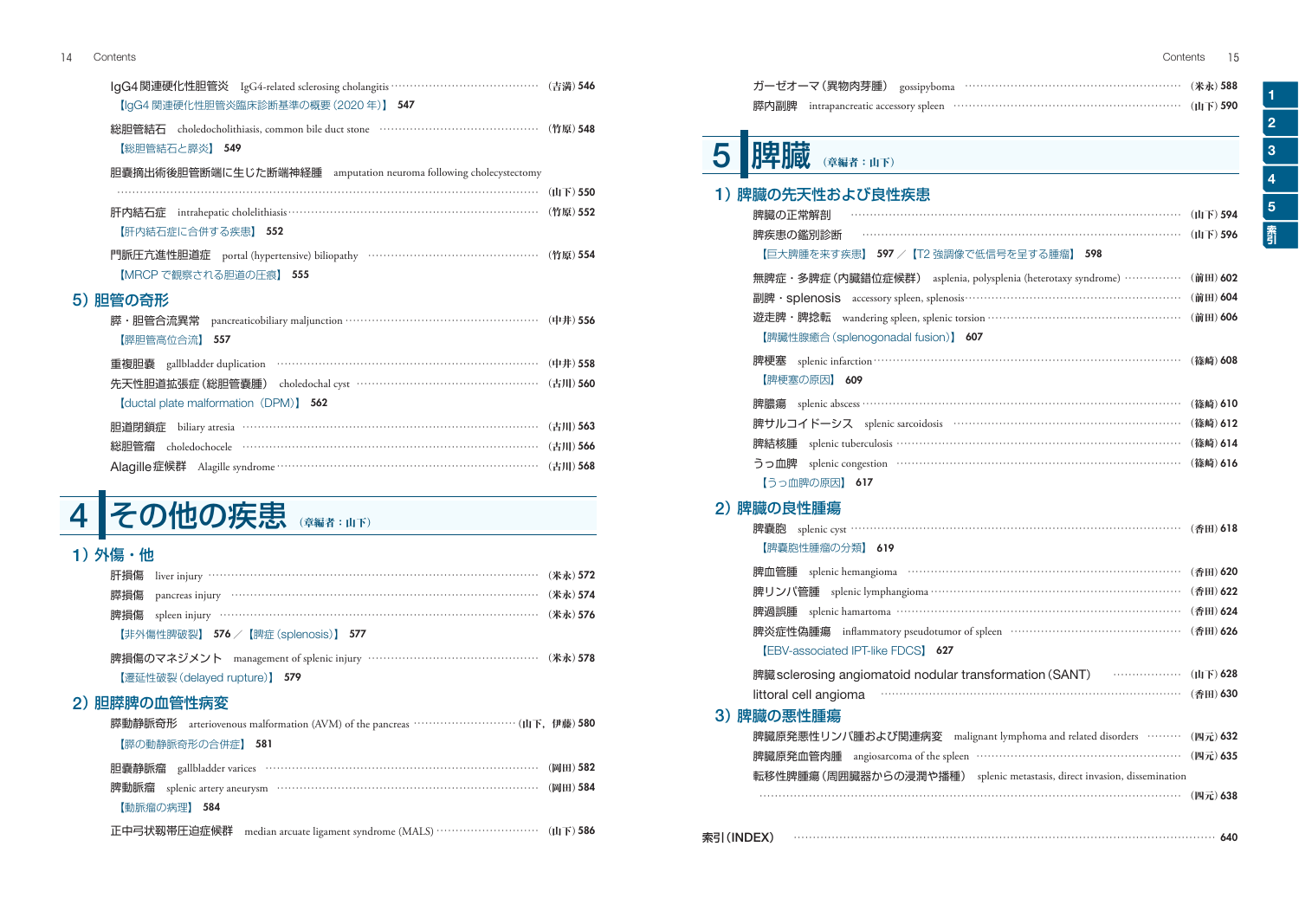IgG4関連硬化性胆管炎　IgG4-related sclerosing cholangitis ……（吉満）546
【IgG4 関連硬化性胆管炎臨床診断基準の概要（2020 年）】 547

総胆管結石　choledocholithiasis, common bile duct stone ……（竹原）548
【総胆管結石と膵炎】 549

胆囊摘出術後胆管断端に生じた断端神経腫　amputation neuroma following cholecystectomy ……（山下）550

肝内結石症　intrahepatic cholelithiasis ……（竹原）552
【肝内結石症に合併する疾患】 552

門脈圧亢進性胆道症　portal (hypertensive) biliopathy ……（竹原）554
【MRCP で観察される胆道の圧痕】 555

## 5）胆管の奇形

膵・胆管合流異常　pancreaticobiliary maljunction ……（中井）556
【膵胆管高位合流】 557

重複胆囊　gallbladder duplication ……（中井）558

先天性胆道拡張症（総胆管囊腫）　choledochal cyst ……（古川）560
【ductal plate malformation（DPM）】 562

胆道閉鎖症　biliary atresia ……（古川）563

総胆管瘤　choledochocele ……（古川）566

Alagille症候群　Alagille syndrome ……（古川）568

# 4 その他の疾患（章編者：山下）

## 1）外傷・他

肝損傷　liver injury ……（米永）572

膵損傷　pancreas injury ……（米永）574

脾損傷　spleen injury ……（米永）576
【非外傷性脾破裂】 576 ／【脾症（splenosis）】 577

脾損傷のマネジメント　management of splenic injury ……（米永）578
【遷延性破裂（delayed rupture）】 579

## 2）胆膵脾の血管性病変

膵動静脈奇形　arteriovenous malformation (AVM) of the pancreas ……（山下，伊藤）580
【膵の動静脈奇形の合併症】 581

胆囊静脈瘤　gallbladder varices ……（岡田）582

脾動脈瘤　splenic artery aneurysm ……（岡田）584
【動脈瘤の病理】 584

正中弓状靱帯圧迫症候群　median arcuate ligament syndrome (MALS) ……（山下）586

ガーゼオーマ（異物肉芽腫）　gossipyboma ……（米永）588

膵内副脾　intrapancreatic accessory spleen ……（山下）590

# 5 脾臓（章編者：山下）

## 1）脾臓の先天性および良性疾患

脾臓の正常解剖 ……（山下）594

脾疾患の鑑別診断 ……（山下）596
【巨大脾腫を来す疾患】 597 ／【T2 強調像で低信号を呈する腫瘤】 598

無脾症・多脾症（内臓錯位症候群）　asplenia, polysplenia (heterotaxy syndrome) ……（前田）602

副脾・splenosis　accessory spleen, splenosis ……（前田）604

遊走脾・脾捻転　wandering spleen, splenic torsion ……（前田）606
【脾臓性腺癒合（splenogonadal fusion）】 607

脾梗塞　splenic infarction ……（篠崎）608
【脾梗塞の原因】 609

脾膿瘍　splenic abscess ……（篠崎）610

脾サルコイドーシス　splenic sarcoidosis ……（篠崎）612

脾結核腫　splenic tuberculosis ……（篠崎）614

うっ血脾　splenic congestion ……（篠崎）616
【うっ血脾の原因】 617

## 2）脾臓の良性腫瘍

脾囊胞　splenic cyst ……（香田）618
【脾囊胞性腫瘤の分類】 619

脾血管腫　splenic hemangioma ……（香田）620

脾リンパ管腫　splenic lymphangioma ……（香田）622

脾過誤腫　splenic hamartoma ……（香田）624

脾炎症性偽腫瘍　inflammatory pseudotumor of spleen ……（香田）626
【EBV-associated IPT-like FDCS】 627

脾臓sclerosing angiomatoid nodular transformation（SANT） ……（山下）628

littoral cell angioma ……（香田）630

## 3）脾臓の悪性腫瘍

脾臓原発悪性リンパ腫および関連疾患　malignant lymphoma and related disorders ……（四元）632

脾臓原発血管肉腫　angiosarcoma of the spleen ……（四元）635

転移性脾腫瘍（周囲臓器からの浸潤や播種）　splenic metastasis, direct invasion, dissemination ……（四元）638

索引（INDEX） …… 640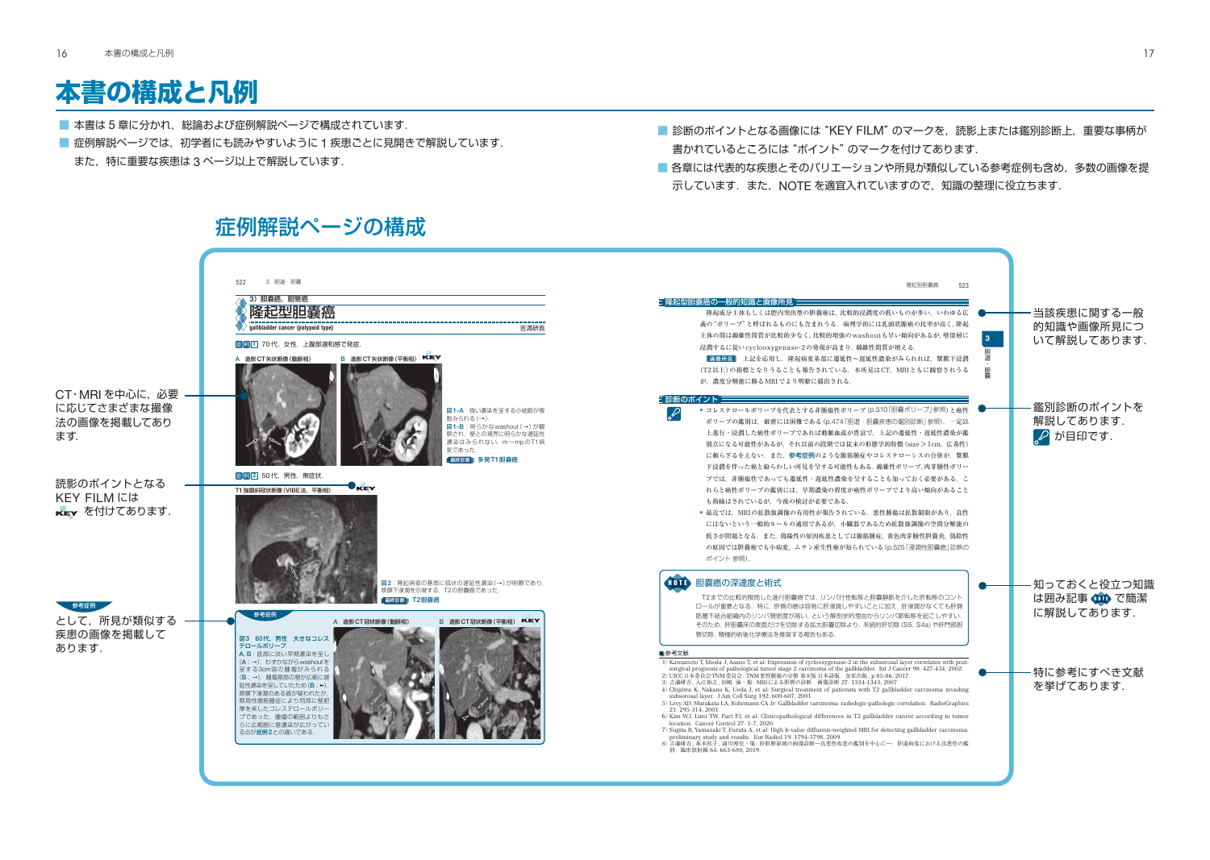# 本書の構成と凡例

- 本書は5章に分かれ，総論および症例解説ページで構成されています．
- 症例解説ページでは，初学者にも読みやすいように1疾患ごとに見開きで解説しています．
  また，特に重要な疾患は3ページ以上で解説しています．
- 診断のポイントとなる画像には "KEY FILM" のマークを，読影上または鑑別診断上，重要な事柄が書かれているところには "ポイント" のマークを付けてあります．
- 各章には代表的な疾患とそのバリエーションや所見が類似している参考症例も含め，多数の画像を提示しています．また，NOTE を適宜入れていますので，知識の整理に役立ちます．

## 症例解説ページの構成

CT･MRI を中心に，必要に応じてさまざまな撮像法の画像を掲載してあります．

読影のポイントとなる KEY FILM には KEY を付けてあります．

参考症例 として，所見が類似する疾患の画像を掲載してあります．

当該疾患に関する一般的知識や画像所見について解説してあります．

鑑別診断のポイントを解説してあります．ポイントマークが目印です．

知っておくと役立つ知識は囲み記事 NOTE で簡潔に解説してあります．

特に参考にすべき文献を挙げてあります．

---

3．胆道・胆嚢

3）胆嚢癌，胆管癌

### 隆起型胆嚢癌

gallbladder cancer (polypoid type)

吉満研吾

症例1 70代，女性．上腹部違和感で発症．

A 造影CT矢状断像（動脈相） B 造影CT矢状断像（平衡相） KEY

図1-A：強い濃染を呈する小結節が複数みられる（→）．
図1-B：明らかな washout（→）が観察され，壁との境界に明らかな遅延性濃染はみられない．m〜mp の T1 病変であった．
鑑別診断 多発T1胆嚢癌

症例2 50代，男性．無症状．

T1強調斜冠状断像（VIBE法，平衡相） KEY

図2：隆起病変の基部に弧状の遅延性濃染（→）が明瞭であり，漿膜下浸潤を示唆する．T2の胆嚢癌であった．
鑑別診断 T2胆嚢癌

参考症例

A 造影CT冠状断像（動脈相） B 造影CT冠状断像（平衡相） KEY

図3 60代，男性 大きなコレステロールポリープ
A，B：底部に淡い早期濃染を呈し（A：→），わずかながら washout を呈する3cm弱の腫瘤がみられる（B：→）．腫瘤基部の壁が広範に遅延性濃染を呈していたため（B：►），漿膜下浸潤のある癌が疑われたが，限局性腺筋腫症により局所に壁肥厚を来したコレステロールポリープであった．腫瘤の範囲よりもさらに広範囲に壁濃染が広がっている点が症例2との違いである．

#### 隆起型胆嚢癌の一般的知識と画像所見

隆起成分主体もしくは腔内突出型の胆嚢癌は，比較的浸潤度の低いものが多い．いわゆる広義の "ポリープ" と呼ばれるものにも含まれうる．病理学的には乳頭状腺癌の比率が高く，隆起主体の間は線維性間質が比較的少なく，比較的増強の washout も早い傾向があるが，壁深層に浸潤するに従い cyclooxygenase-2 の発現が高まり，線維性間質が増える．

画像所見 上記を応用し，隆起病変基部に遅延性〜遅延性濃染がみられれば，漿膜下浸潤（T2以上）の指標となりうることも報告されている．本所見はCT，MRIともに観察されうるが，濃度分解能に勝るMRIでより明瞭に描出される．

#### 診断のポイント

- コレステロールポリープを代表とする非腫瘍性ポリープ（p.510「胆嚢ポリープ」参照）と癌性ポリープの鑑別は，厳密には困難である（p.474「胆道・胆嚢疾患の鑑別診断」参照）．一定以上進行・浸潤した癌性ポリープであれば動脈血流が豊富で，上記の遅延性・遅延性濃染が鑑別点になる可能性があるが，それ以前の段階では従来の形態学的特徴（size＞1cm，広基性）に頼らざるをえない．また，参考症例のような腺筋腫症やコレステローシスの合併が，漿膜下浸潤を伴った癌と紛らわしい所見を呈する可能性もある．線維性ポリープ，肉芽腫性ポリープでは，非腫瘍性であっても遅延性・遅延性濃染を呈することも知っておく必要がある．これらと癌性ポリープの鑑別には，早期濃染の程度が癌性ポリープでより高い傾向があることも指摘はされているが，今後の検討が必要である．
- 最近では，MRIの拡散強調像の有用性が報告されている．悪性腫瘍は拡散制限があり，良性にはないという一般的ルールの適用であるが，小臓器であるため拡散強調像の空間分解能の低さが問題となる．また，偽陽性の原因疾患としては腺筋腫症，黄色肉芽腫性胆嚢炎，偽陰性の原因では胆嚢癌でも小病変，ムチン産生性癌が知られている（p.525「浸潤性胆嚢癌」診断のポイント参照）．

#### NOTE 胆嚢癌の深達度と術式

T2までの比較的限局した進行胆嚢癌では，リンパ行性転移と胆嚢静脈を介した肝転移のコントロールが重要となる．特に，肝側の癌は容易に肝浸潤しやすいことに加え，肝浸潤がなくても肝側筋層下結合組織内のリンパ管密度が高い，という解剖学的理由からリンパ節転移を起こしやすい．そのため，肝胆嚢床の表面だけを切除する拡大胆嚢切除より，系統的肝切除（S5，S4a）や肝門部胆管切除，積極的術後化学療法を推奨する報告もある．

■参考文献

1) Kawamoto T, Shoda J, Asano T, et al: Expression of cyclooxygenase-2 in the subserosal layer correlates with post-surgical prognosis of pathological tumor stage 2 carcinoma of the gallbladder. Int J Cancer 98: 427-434, 2002.
2) UICC日本委員会TNM委員会: TNM悪性腫瘍の分類 第8版 日本語版．金原出版，p.85-86, 2017.
3) 吉満研吾，入江裕之，田嶋 強・他: MRIによる胆膵の診断．画像診断 27: 1334-1343, 2007.
4) Chijiiwa K, Nakano K, Ueda J, et al: Surgical treatment of patients with T2 gallbladder carcinoma invading subserosal layer. J Am Coll Surg 192: 600-607, 2001.
5) Levy AD, Murakata LA, Rohrmann CA Jr: Gallbladder carcinoma: radiologic-pathologic correlation. RadioGraphics 21: 295-314, 2001.
6) Kim WJ, Lim TW, Park PJ, et al: Clinicopathological differences in T2 gallbladder cancer according to tumor location. Cancer Control 27: 1-7, 2020.
7) Sugita R, Yamazaki T, Furuta A, et al: High b-value diffusion-weighted MRI for detecting gallbladder carcinoma: preliminary study and results. Eur Radiol 19: 1794-1798, 2009.
8) 吉満研吾，坂本桂子，浦川博史・他: 胆膵領域の画像診断—良悪性疾患の鑑別を中心に—．胆道病変における良悪性の鑑別．臨床放射線 64: 663-680, 2019.